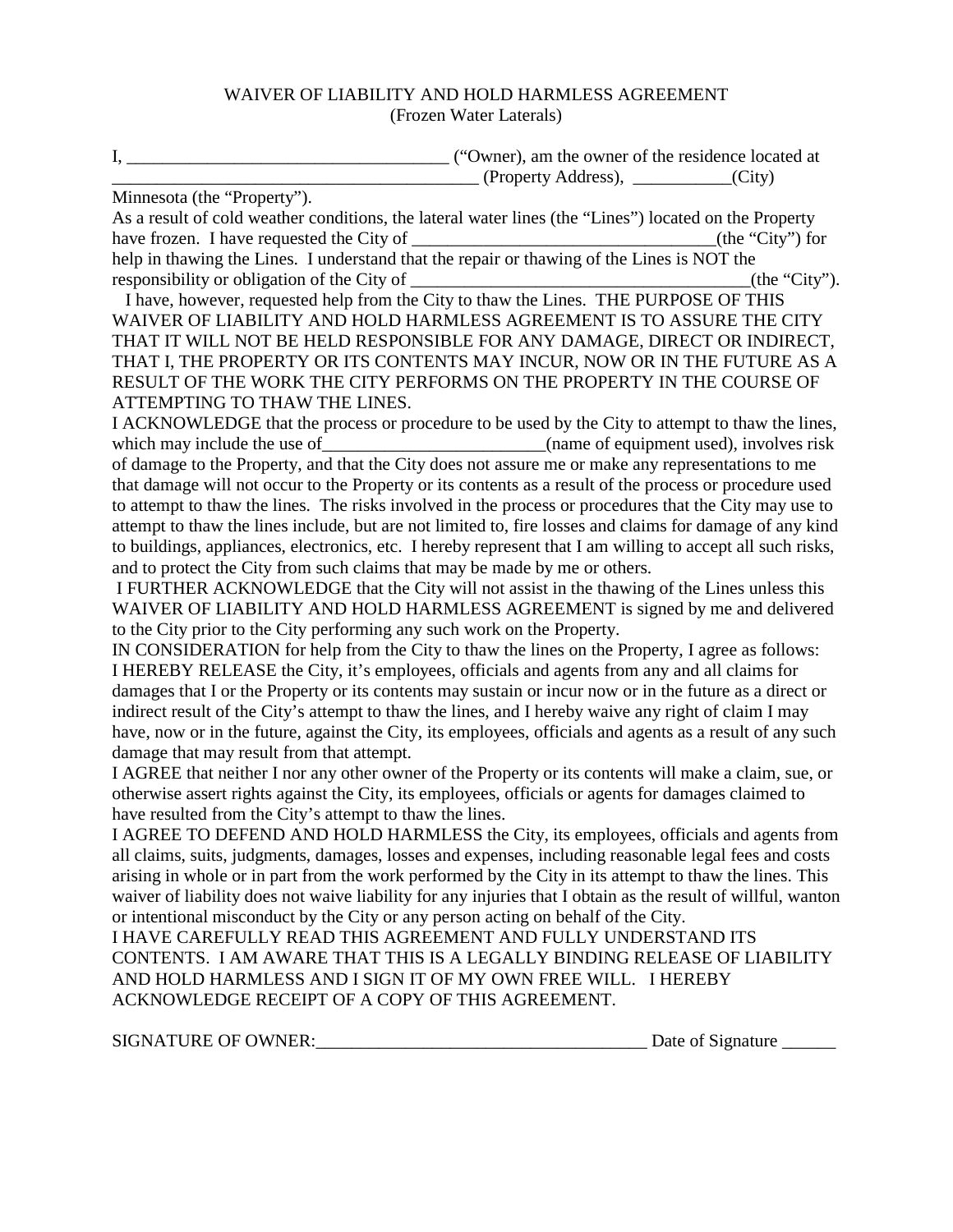# WAIVER OF LIABILITY AND HOLD HARMLESS AGREEMENT
(Frozen Water Laterals)

I, ____________________________________ ("Owner), am the owner of the residence located at _________________________________________ (Property Address), ___________(City) Minnesota (the "Property").

As a result of cold weather conditions, the lateral water lines (the "Lines") located on the Property have frozen. I have requested the City of __________________________________(the "City") for help in thawing the Lines. I understand that the repair or thawing of the Lines is NOT the responsibility or obligation of the City of ______________________________________(the "City"). I have, however, requested help from the City to thaw the Lines. THE PURPOSE OF THIS WAIVER OF LIABILITY AND HOLD HARMLESS AGREEMENT IS TO ASSURE THE CITY THAT IT WILL NOT BE HELD RESPONSIBLE FOR ANY DAMAGE, DIRECT OR INDIRECT, THAT I, THE PROPERTY OR ITS CONTENTS MAY INCUR, NOW OR IN THE FUTURE AS A RESULT OF THE WORK THE CITY PERFORMS ON THE PROPERTY IN THE COURSE OF ATTEMPTING TO THAW THE LINES.

I ACKNOWLEDGE that the process or procedure to be used by the City to attempt to thaw the lines, which may include the use of_________________________(name of equipment used), involves risk of damage to the Property, and that the City does not assure me or make any representations to me that damage will not occur to the Property or its contents as a result of the process or procedure used to attempt to thaw the lines. The risks involved in the process or procedures that the City may use to attempt to thaw the lines include, but are not limited to, fire losses and claims for damage of any kind to buildings, appliances, electronics, etc. I hereby represent that I am willing to accept all such risks, and to protect the City from such claims that may be made by me or others.

I FURTHER ACKNOWLEDGE that the City will not assist in the thawing of the Lines unless this WAIVER OF LIABILITY AND HOLD HARMLESS AGREEMENT is signed by me and delivered to the City prior to the City performing any such work on the Property.

IN CONSIDERATION for help from the City to thaw the lines on the Property, I agree as follows:

I HEREBY RELEASE the City, it's employees, officials and agents from any and all claims for damages that I or the Property or its contents may sustain or incur now or in the future as a direct or indirect result of the City's attempt to thaw the lines, and I hereby waive any right of claim I may have, now or in the future, against the City, its employees, officials and agents as a result of any such damage that may result from that attempt.

I AGREE that neither I nor any other owner of the Property or its contents will make a claim, sue, or otherwise assert rights against the City, its employees, officials or agents for damages claimed to have resulted from the City's attempt to thaw the lines.

I AGREE TO DEFEND AND HOLD HARMLESS the City, its employees, officials and agents from all claims, suits, judgments, damages, losses and expenses, including reasonable legal fees and costs arising in whole or in part from the work performed by the City in its attempt to thaw the lines. This waiver of liability does not waive liability for any injuries that I obtain as the result of willful, wanton or intentional misconduct by the City or any person acting on behalf of the City.

I HAVE CAREFULLY READ THIS AGREEMENT AND FULLY UNDERSTAND ITS CONTENTS. I AM AWARE THAT THIS IS A LEGALLY BINDING RELEASE OF LIABILITY AND HOLD HARMLESS AND I SIGN IT OF MY OWN FREE WILL. I HEREBY ACKNOWLEDGE RECEIPT OF A COPY OF THIS AGREEMENT.

SIGNATURE OF OWNER:_____________________________________ Date of Signature ______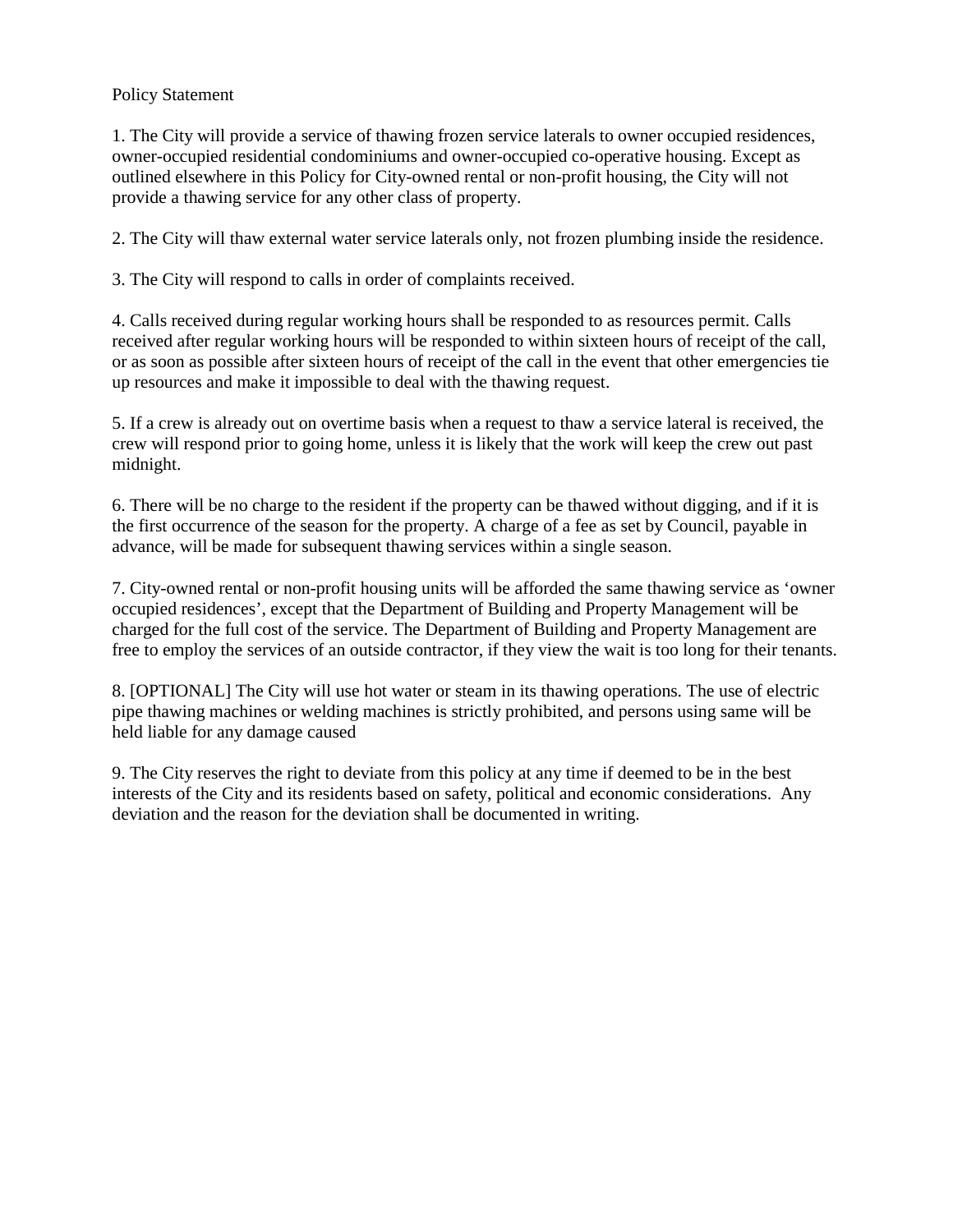Policy Statement

1. The City will provide a service of thawing frozen service laterals to owner occupied residences, owner-occupied residential condominiums and owner-occupied co-operative housing. Except as outlined elsewhere in this Policy for City-owned rental or non-profit housing, the City will not provide a thawing service for any other class of property.

2. The City will thaw external water service laterals only, not frozen plumbing inside the residence.

3. The City will respond to calls in order of complaints received.

4. Calls received during regular working hours shall be responded to as resources permit. Calls received after regular working hours will be responded to within sixteen hours of receipt of the call, or as soon as possible after sixteen hours of receipt of the call in the event that other emergencies tie up resources and make it impossible to deal with the thawing request.

5. If a crew is already out on overtime basis when a request to thaw a service lateral is received, the crew will respond prior to going home, unless it is likely that the work will keep the crew out past midnight.

6. There will be no charge to the resident if the property can be thawed without digging, and if it is the first occurrence of the season for the property. A charge of a fee as set by Council, payable in advance, will be made for subsequent thawing services within a single season.

7. City-owned rental or non-profit housing units will be afforded the same thawing service as 'owner occupied residences', except that the Department of Building and Property Management will be charged for the full cost of the service. The Department of Building and Property Management are free to employ the services of an outside contractor, if they view the wait is too long for their tenants.

8. [OPTIONAL] The City will use hot water or steam in its thawing operations. The use of electric pipe thawing machines or welding machines is strictly prohibited, and persons using same will be held liable for any damage caused

9. The City reserves the right to deviate from this policy at any time if deemed to be in the best interests of the City and its residents based on safety, political and economic considerations. Any deviation and the reason for the deviation shall be documented in writing.